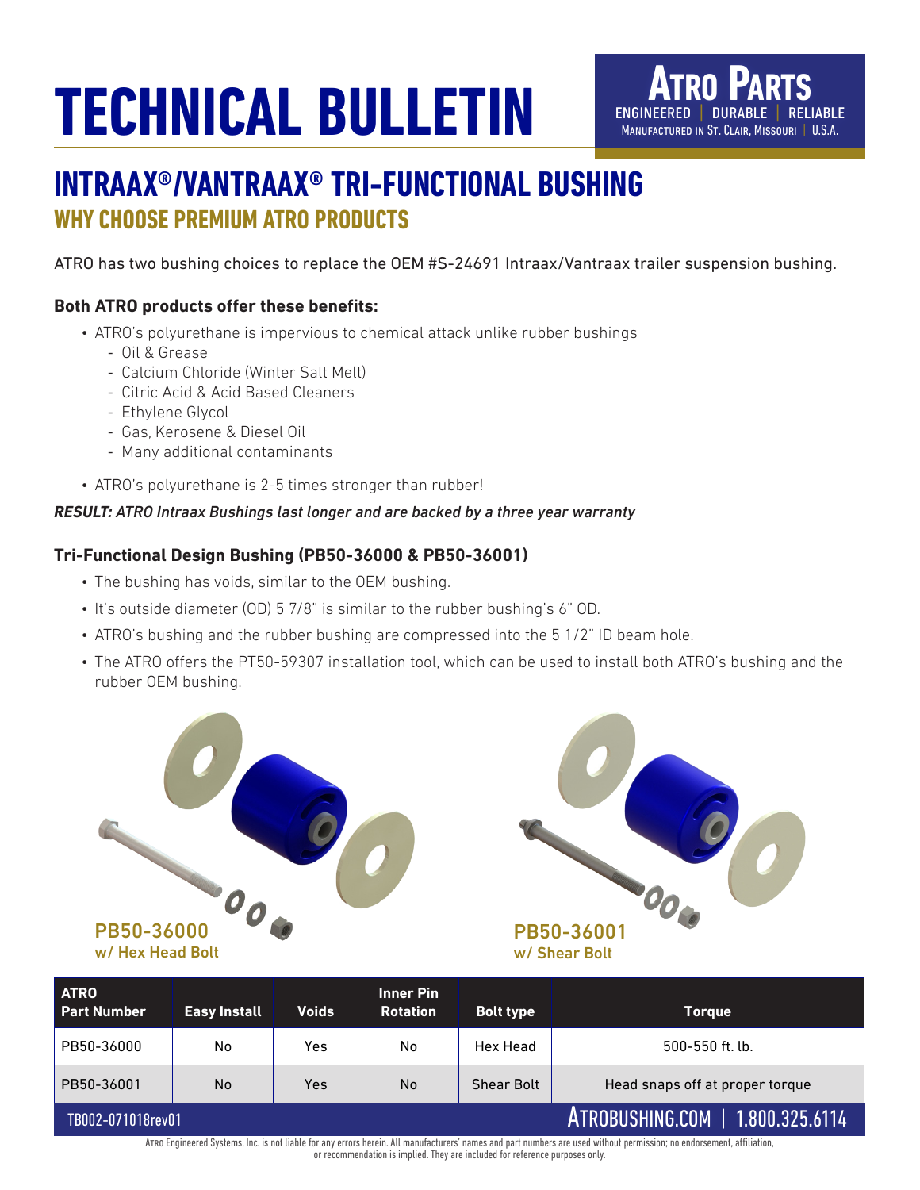# TECHNICAL BULLETIN

**ATRO PARTS**
ENGINEERED | DURABLE | RELIABLE
MANUFACTURED IN ST. CLAIR, MISSOURI | U.S.A.

## INTRAAX®/VANTRAAX® TRI-FUNCTIONAL BUSHING

### WHY CHOOSE PREMIUM ATRO PRODUCTS

ATRO has two bushing choices to replace the OEM #S-24691 Intraax/Vantraax trailer suspension bushing.

**Both ATRO products offer these benefits:**

- ATRO's polyurethane is impervious to chemical attack unlike rubber bushings
  - Oil & Grease
  - Calcium Chloride (Winter Salt Melt)
  - Citric Acid & Acid Based Cleaners
  - Ethylene Glycol
  - Gas, Kerosene & Diesel Oil
  - Many additional contaminants
- ATRO's polyurethane is 2-5 times stronger than rubber!

***RESULT:** ATRO Intraax Bushings last longer and are backed by a three year warranty*

**Tri-Functional Design Bushing (PB50-36000 & PB50-36001)**

- The bushing has voids, similar to the OEM bushing.
- It's outside diameter (OD) 5 7/8" is similar to the rubber bushing's 6" OD.
- ATRO's bushing and the rubber bushing are compressed into the 5 1/2" ID beam hole.
- The ATRO offers the PT50-59307 installation tool, which can be used to install both ATRO's bushing and the rubber OEM bushing.

PB50-36000
w/ Hex Head Bolt

PB50-36001
w/ Shear Bolt

| ATRO Part Number | Easy Install | Voids | Inner Pin Rotation | Bolt type | Torque |
|---|---|---|---|---|---|
| PB50-36000 | No | Yes | No | Hex Head | 500-550 ft. lb. |
| PB50-36001 | No | Yes | No | Shear Bolt | Head snaps off at proper torque |

TB002-071018rev01 ATROBUSHING.COM | 1.800.325.6114

ATRO Engineered Systems, Inc. is not liable for any errors herein. All manufacturers' names and part numbers are used without permission; no endorsement, affiliation, or recommendation is implied. They are included for reference purposes only.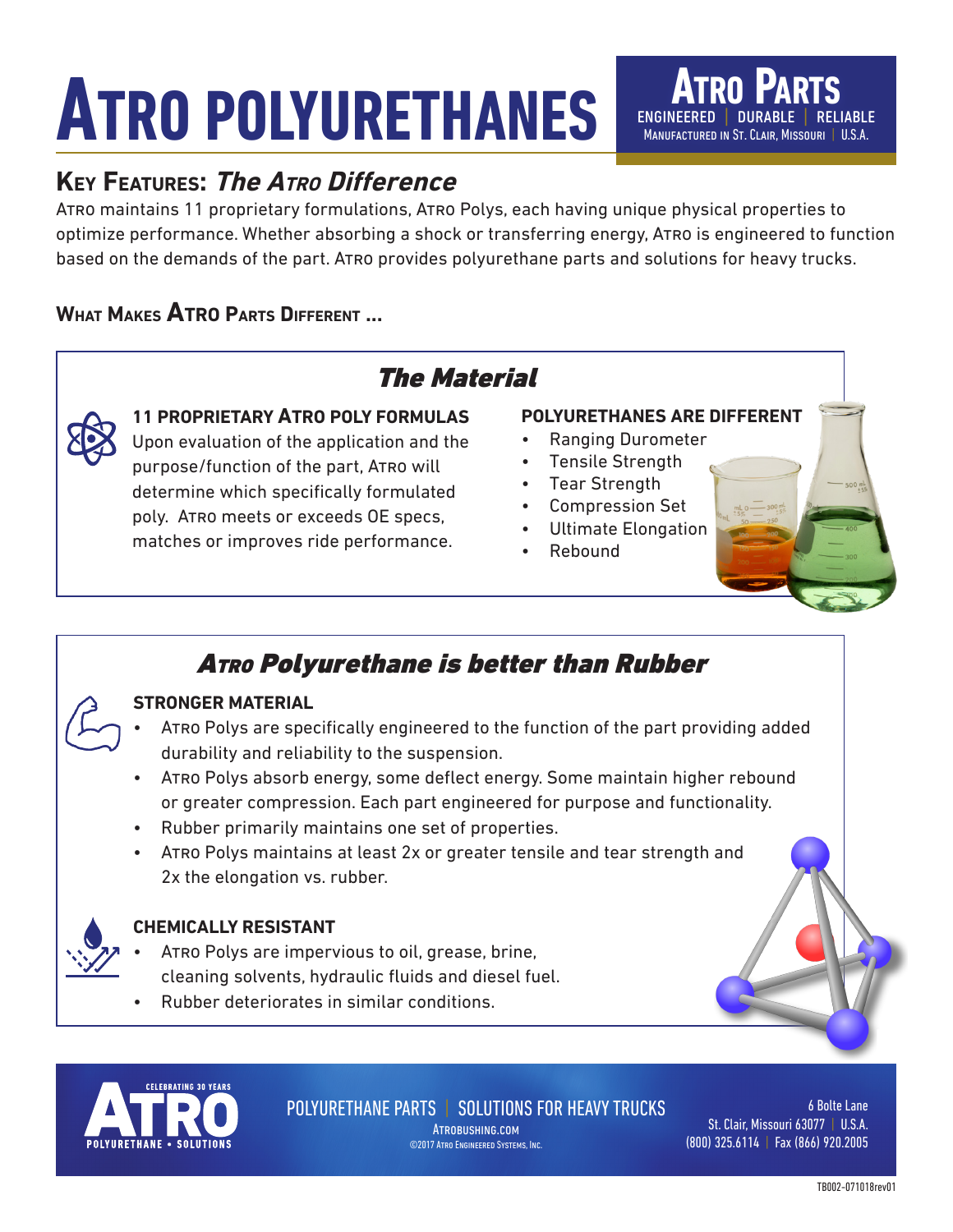# ATRO POLYURETHANES

**ATRO PARTS**
ENGINEERED | DURABLE | RELIABLE
MANUFACTURED IN ST. CLAIR, MISSOURI | U.S.A.

## KEY FEATURES: *The ATRO Difference*

ATRO maintains 11 proprietary formulations, ATRO Polys, each having unique physical properties to optimize performance. Whether absorbing a shock or transferring energy, ATRO is engineered to function based on the demands of the part. ATRO provides polyurethane parts and solutions for heavy trucks.

### WHAT MAKES ATRO PARTS DIFFERENT ...

## *The Material*

**11 PROPRIETARY ATRO POLY FORMULAS**
Upon evaluation of the application and the purpose/function of the part, ATRO will determine which specifically formulated poly. ATRO meets or exceeds OE specs, matches or improves ride performance.

**POLYURETHANES ARE DIFFERENT**

- Ranging Durometer
- Tensile Strength
- Tear Strength
- Compression Set
- Ultimate Elongation
- Rebound

## *ATRO Polyurethane is better than Rubber*

**STRONGER MATERIAL**

- ATRO Polys are specifically engineered to the function of the part providing added durability and reliability to the suspension.
- ATRO Polys absorb energy, some deflect energy. Some maintain higher rebound or greater compression. Each part engineered for purpose and functionality.
- Rubber primarily maintains one set of properties.
- ATRO Polys maintains at least 2x or greater tensile and tear strength and 2x the elongation vs. rubber.

**CHEMICALLY RESISTANT**

- ATRO Polys are impervious to oil, grease, brine, cleaning solvents, hydraulic fluids and diesel fuel.
- Rubber deteriorates in similar conditions.

CELEBRATING 30 YEARS ATRO POLYURETHANE • SOLUTIONS

POLYURETHANE PARTS | SOLUTIONS FOR HEAVY TRUCKS
ATROBUSHING.COM
©2017 ATRO ENGINEERED SYSTEMS, INC.

6 Bolte Lane
St. Clair, Missouri 63077 | U.S.A.
(800) 325.6114 | Fax (866) 920.2005

TB002-071018rev01